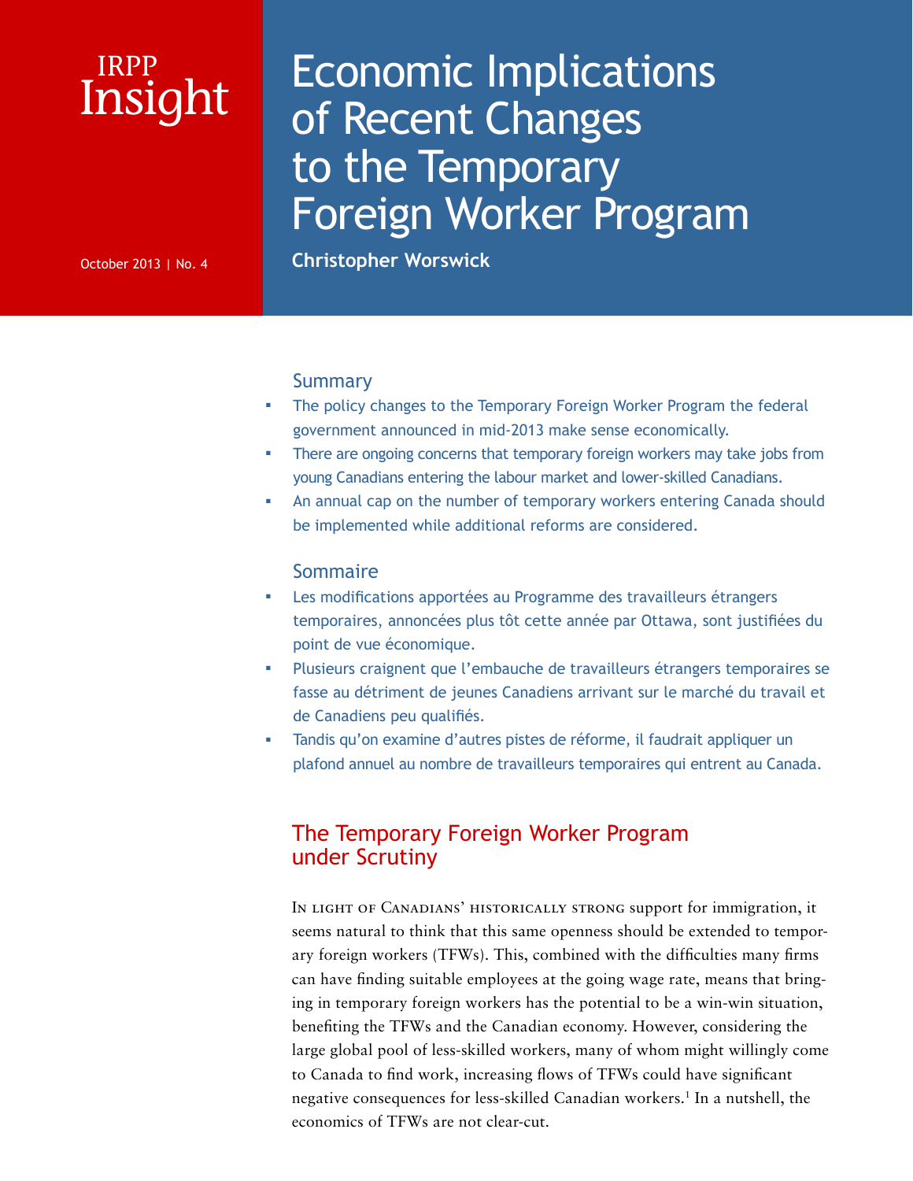IRPP Insight

October 2013 | No. 4

# Economic Implications of Recent Changes to the Temporary Foreign Worker Program

**Christopher Worswick**

## Summary

- The policy changes to the Temporary Foreign Worker Program the federal government announced in mid-2013 make sense economically.
- There are ongoing concerns that temporary foreign workers may take jobs from young Canadians entering the labour market and lower-skilled Canadians.
- An annual cap on the number of temporary workers entering Canada should be implemented while additional reforms are considered.

## Sommaire

- Les modifications apportées au Programme des travailleurs étrangers temporaires, annoncées plus tôt cette année par Ottawa, sont justifiées du point de vue économique.
- Plusieurs craignent que l'embauche de travailleurs étrangers temporaires se fasse au détriment de jeunes Canadiens arrivant sur le marché du travail et de Canadiens peu qualifiés.
- Tandis qu'on examine d'autres pistes de réforme, il faudrait appliquer un plafond annuel au nombre de travailleurs temporaires qui entrent au Canada.

## The Temporary Foreign Worker Program under Scrutiny

In light of Canadians' historically strong support for immigration, it seems natural to think that this same openness should be extended to temporary foreign workers (TFWs). This, combined with the difficulties many firms can have finding suitable employees at the going wage rate, means that bringing in temporary foreign workers has the potential to be a win-win situation, benefiting the TFWs and the Canadian economy. However, considering the large global pool of less-skilled workers, many of whom might willingly come to Canada to find work, increasing flows of TFWs could have significant negative consequences for less-skilled Canadian workers.[1] In a nutshell, the economics of TFWs are not clear-cut.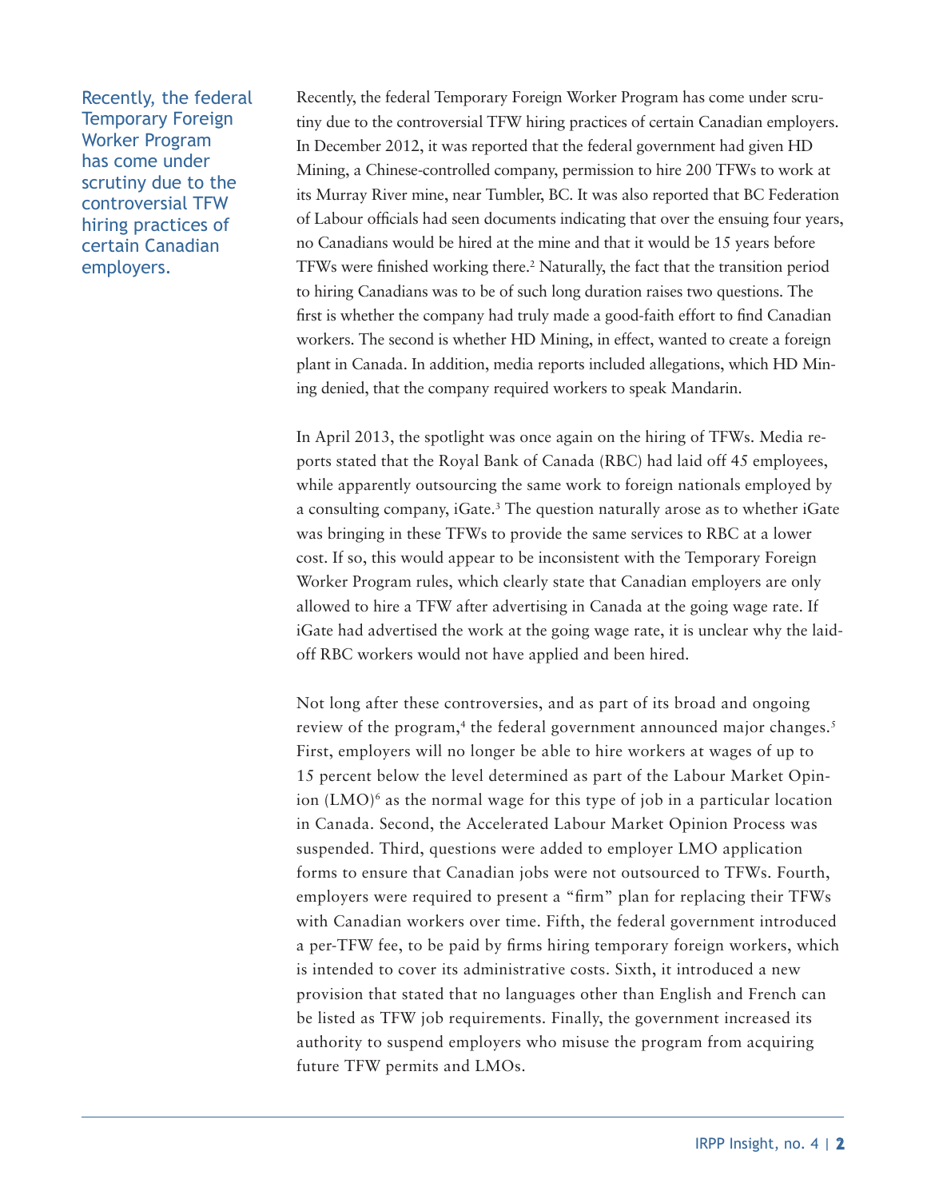Recently, the federal Temporary Foreign Worker Program has come under scrutiny due to the controversial TFW hiring practices of certain Canadian employers.

Recently, the federal Temporary Foreign Worker Program has come under scrutiny due to the controversial TFW hiring practices of certain Canadian employers. In December 2012, it was reported that the federal government had given HD Mining, a Chinese-controlled company, permission to hire 200 TFWs to work at its Murray River mine, near Tumbler, BC. It was also reported that BC Federation of Labour officials had seen documents indicating that over the ensuing four years, no Canadians would be hired at the mine and that it would be 15 years before TFWs were finished working there.[2] Naturally, the fact that the transition period to hiring Canadians was to be of such long duration raises two questions. The first is whether the company had truly made a good-faith effort to find Canadian workers. The second is whether HD Mining, in effect, wanted to create a foreign plant in Canada. In addition, media reports included allegations, which HD Mining denied, that the company required workers to speak Mandarin.

In April 2013, the spotlight was once again on the hiring of TFWs. Media reports stated that the Royal Bank of Canada (RBC) had laid off 45 employees, while apparently outsourcing the same work to foreign nationals employed by a consulting company, iGate.[3] The question naturally arose as to whether iGate was bringing in these TFWs to provide the same services to RBC at a lower cost. If so, this would appear to be inconsistent with the Temporary Foreign Worker Program rules, which clearly state that Canadian employers are only allowed to hire a TFW after advertising in Canada at the going wage rate. If iGate had advertised the work at the going wage rate, it is unclear why the laid-off RBC workers would not have applied and been hired.

Not long after these controversies, and as part of its broad and ongoing review of the program,[4] the federal government announced major changes.[5] First, employers will no longer be able to hire workers at wages of up to 15 percent below the level determined as part of the Labour Market Opinion (LMO)[6] as the normal wage for this type of job in a particular location in Canada. Second, the Accelerated Labour Market Opinion Process was suspended. Third, questions were added to employer LMO application forms to ensure that Canadian jobs were not outsourced to TFWs. Fourth, employers were required to present a "firm" plan for replacing their TFWs with Canadian workers over time. Fifth, the federal government introduced a per-TFW fee, to be paid by firms hiring temporary foreign workers, which is intended to cover its administrative costs. Sixth, it introduced a new provision that stated that no languages other than English and French can be listed as TFW job requirements. Finally, the government increased its authority to suspend employers who misuse the program from acquiring future TFW permits and LMOs.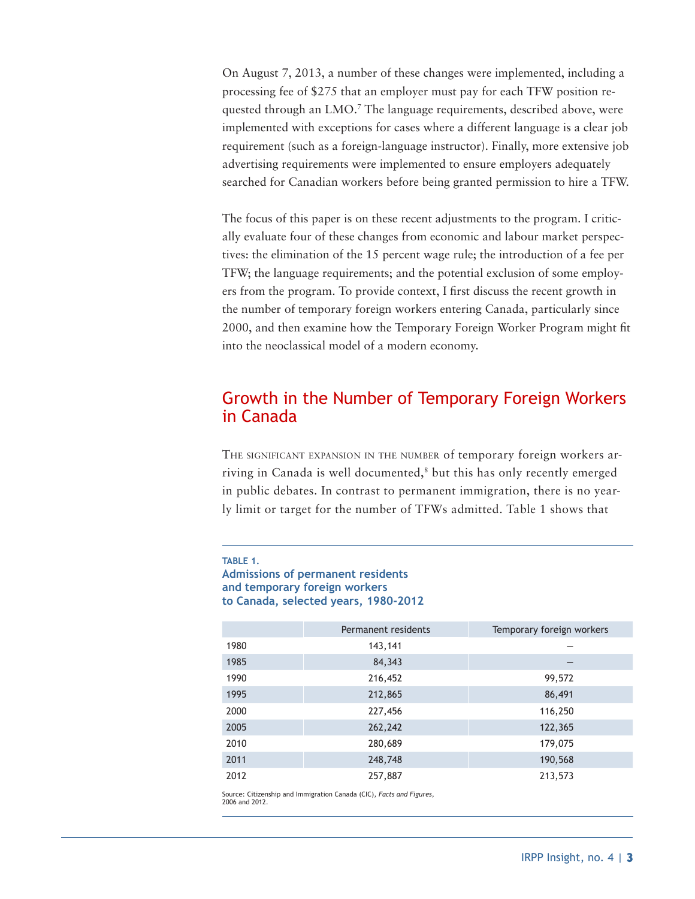On August 7, 2013, a number of these changes were implemented, including a processing fee of $275 that an employer must pay for each TFW position requested through an LMO.[7] The language requirements, described above, were implemented with exceptions for cases where a different language is a clear job requirement (such as a foreign-language instructor). Finally, more extensive job advertising requirements were implemented to ensure employers adequately searched for Canadian workers before being granted permission to hire a TFW.

The focus of this paper is on these recent adjustments to the program. I critically evaluate four of these changes from economic and labour market perspectives: the elimination of the 15 percent wage rule; the introduction of a fee per TFW; the language requirements; and the potential exclusion of some employers from the program. To provide context, I first discuss the recent growth in the number of temporary foreign workers entering Canada, particularly since 2000, and then examine how the Temporary Foreign Worker Program might fit into the neoclassical model of a modern economy.

## Growth in the Number of Temporary Foreign Workers in Canada

The significant expansion in the number of temporary foreign workers arriving in Canada is well documented,[8] but this has only recently emerged in public debates. In contrast to permanent immigration, there is no yearly limit or target for the number of TFWs admitted. Table 1 shows that

**TABLE 1.**
**Admissions of permanent residents and temporary foreign workers to Canada, selected years, 1980-2012**

| | Permanent residents | Temporary foreign workers |
|---|---|---|
| 1980 | 143,141 | – |
| 1985 | 84,343 | – |
| 1990 | 216,452 | 99,572 |
| 1995 | 212,865 | 86,491 |
| 2000 | 227,456 | 116,250 |
| 2005 | 262,242 | 122,365 |
| 2010 | 280,689 | 179,075 |
| 2011 | 248,748 | 190,568 |
| 2012 | 257,887 | 213,573 |

Source: Citizenship and Immigration Canada (CIC), *Facts and Figures*, 2006 and 2012.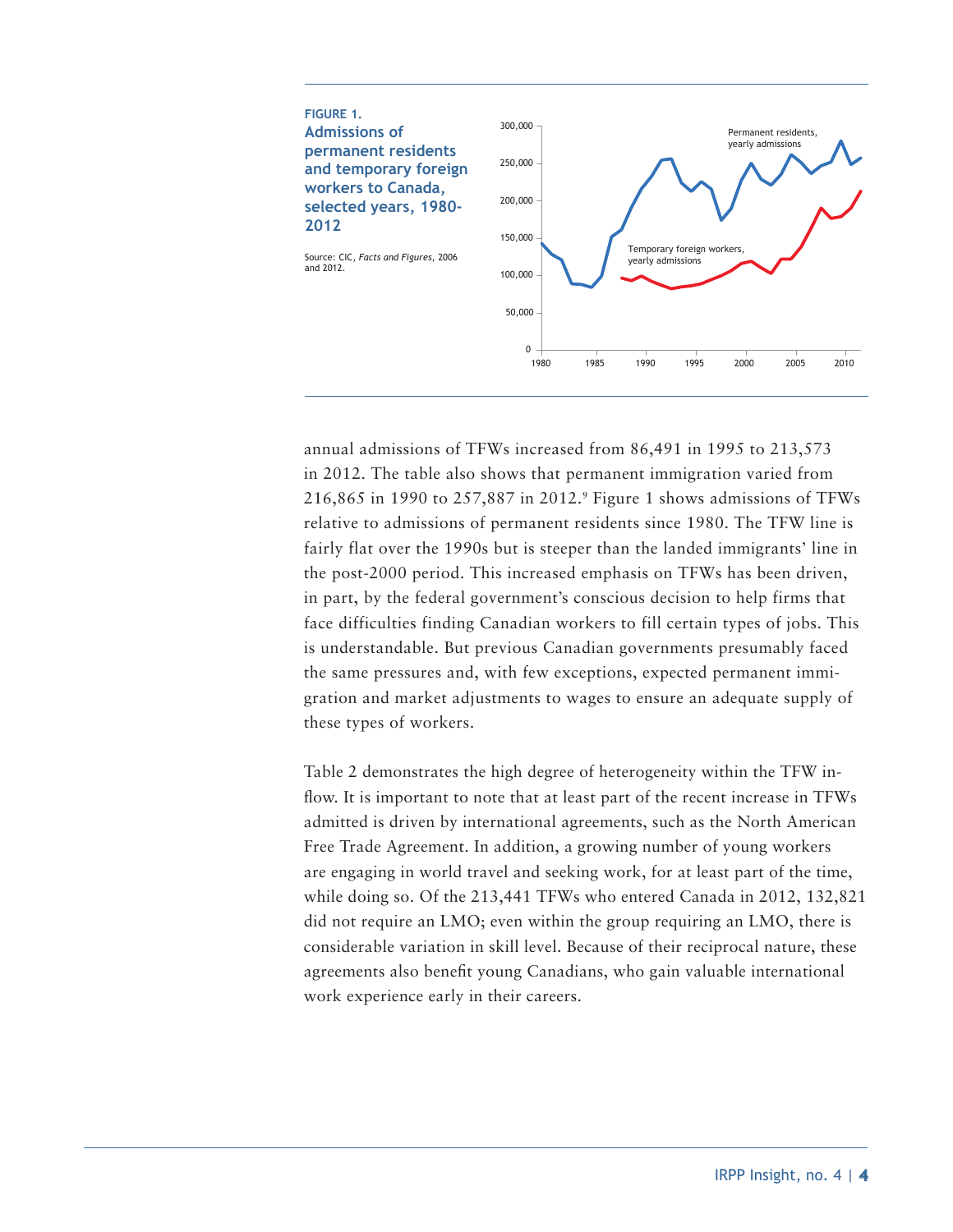**FIGURE 1.**
**Admissions of permanent residents and temporary foreign workers to Canada, selected years, 1980-2012**

Source: CIC, *Facts and Figures*, 2006 and 2012.

annual admissions of TFWs increased from 86,491 in 1995 to 213,573 in 2012. The table also shows that permanent immigration varied from 216,865 in 1990 to 257,887 in 2012.[9] Figure 1 shows admissions of TFWs relative to admissions of permanent residents since 1980. The TFW line is fairly flat over the 1990s but is steeper than the landed immigrants' line in the post-2000 period. This increased emphasis on TFWs has been driven, in part, by the federal government's conscious decision to help firms that face difficulties finding Canadian workers to fill certain types of jobs. This is understandable. But previous Canadian governments presumably faced the same pressures and, with few exceptions, expected permanent immigration and market adjustments to wages to ensure an adequate supply of these types of workers.

Table 2 demonstrates the high degree of heterogeneity within the TFW inflow. It is important to note that at least part of the recent increase in TFWs admitted is driven by international agreements, such as the North American Free Trade Agreement. In addition, a growing number of young workers are engaging in world travel and seeking work, for at least part of the time, while doing so. Of the 213,441 TFWs who entered Canada in 2012, 132,821 did not require an LMO; even within the group requiring an LMO, there is considerable variation in skill level. Because of their reciprocal nature, these agreements also benefit young Canadians, who gain valuable international work experience early in their careers.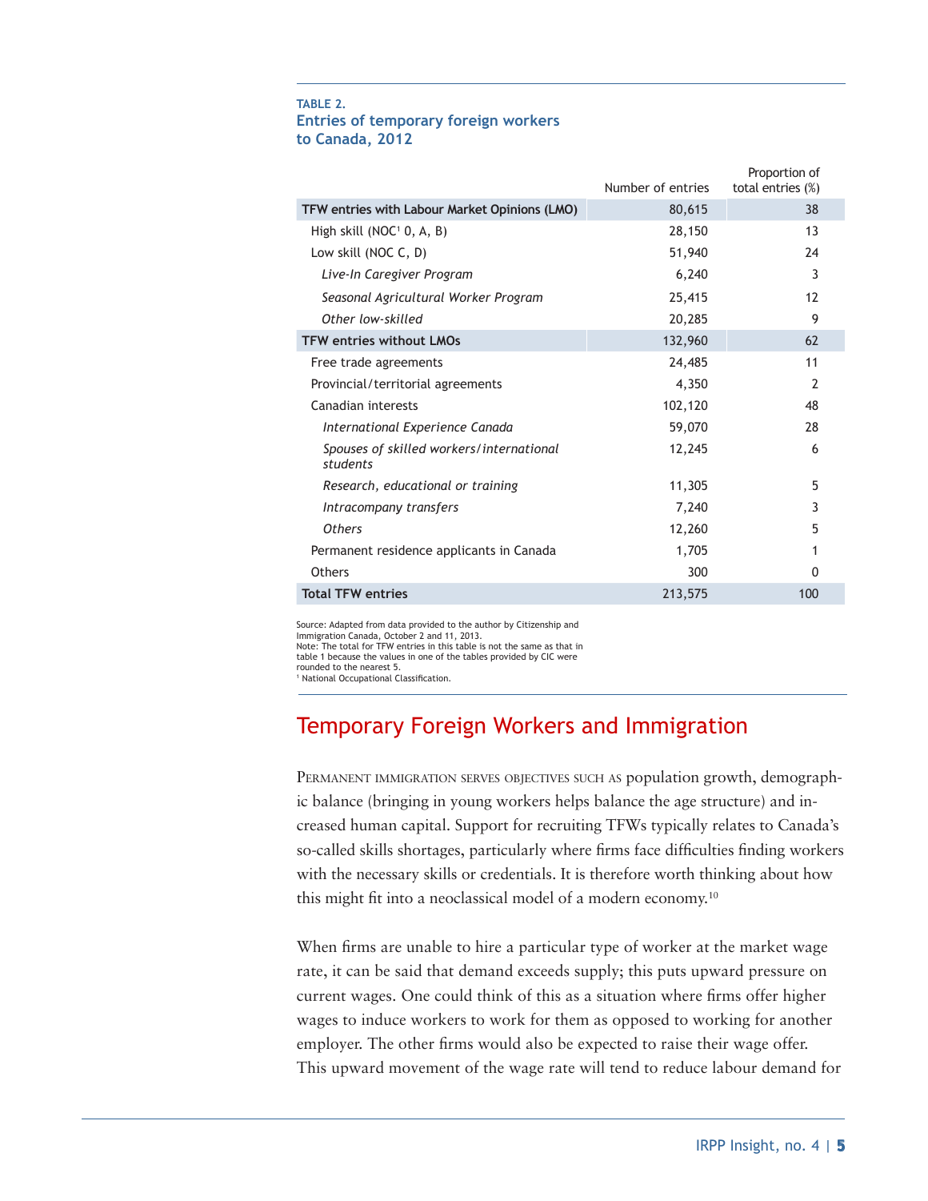**TABLE 2.**
**Entries of temporary foreign workers to Canada, 2012**

| | Number of entries | Proportion of total entries (%) |
|---|---|---|
| **TFW entries with Labour Market Opinions (LMO)** | 80,615 | 38 |
| High skill (NOC[1] 0, A, B) | 28,150 | 13 |
| Low skill (NOC C, D) | 51,940 | 24 |
| *Live-In Caregiver Program* | 6,240 | 3 |
| *Seasonal Agricultural Worker Program* | 25,415 | 12 |
| *Other low-skilled* | 20,285 | 9 |
| **TFW entries without LMOs** | 132,960 | 62 |
| Free trade agreements | 24,485 | 11 |
| Provincial/territorial agreements | 4,350 | 2 |
| Canadian interests | 102,120 | 48 |
| *International Experience Canada* | 59,070 | 28 |
| *Spouses of skilled workers/international students* | 12,245 | 6 |
| *Research, educational or training* | 11,305 | 5 |
| *Intracompany transfers* | 7,240 | 3 |
| *Others* | 12,260 | 5 |
| Permanent residence applicants in Canada | 1,705 | 1 |
| Others | 300 | 0 |
| **Total TFW entries** | 213,575 | 100 |

Source: Adapted from data provided to the author by Citizenship and Immigration Canada, October 2 and 11, 2013.
Note: The total for TFW entries in this table is not the same as that in table 1 because the values in one of the tables provided by CIC were rounded to the nearest 5.
[1] National Occupational Classification.

## Temporary Foreign Workers and Immigration

Permanent immigration serves objectives such as population growth, demographic balance (bringing in young workers helps balance the age structure) and increased human capital. Support for recruiting TFWs typically relates to Canada's so-called skills shortages, particularly where firms face difficulties finding workers with the necessary skills or credentials. It is therefore worth thinking about how this might fit into a neoclassical model of a modern economy.[10]

When firms are unable to hire a particular type of worker at the market wage rate, it can be said that demand exceeds supply; this puts upward pressure on current wages. One could think of this as a situation where firms offer higher wages to induce workers to work for them as opposed to working for another employer. The other firms would also be expected to raise their wage offer. This upward movement of the wage rate will tend to reduce labour demand for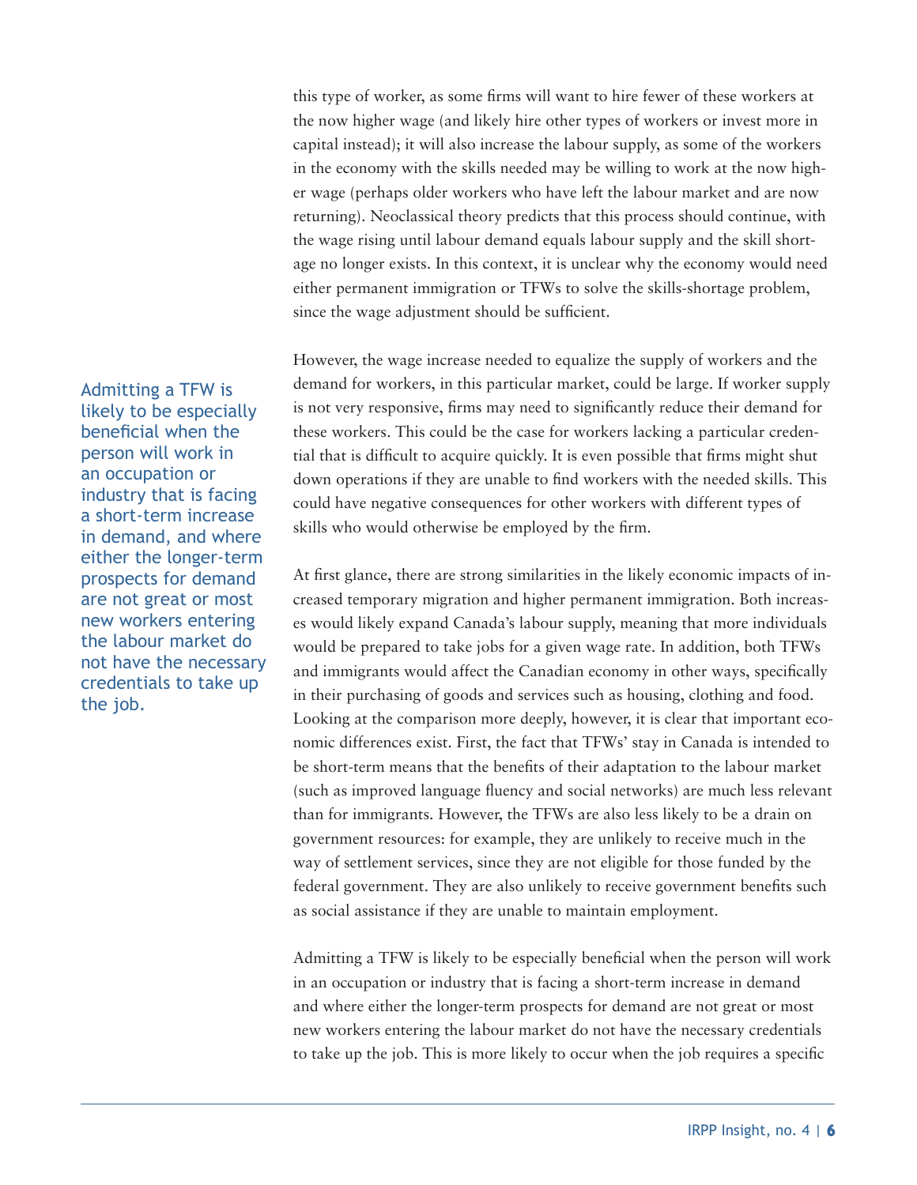this type of worker, as some firms will want to hire fewer of these workers at the now higher wage (and likely hire other types of workers or invest more in capital instead); it will also increase the labour supply, as some of the workers in the economy with the skills needed may be willing to work at the now higher wage (perhaps older workers who have left the labour market and are now returning). Neoclassical theory predicts that this process should continue, with the wage rising until labour demand equals labour supply and the skill shortage no longer exists. In this context, it is unclear why the economy would need either permanent immigration or TFWs to solve the skills-shortage problem, since the wage adjustment should be sufficient.

> Admitting a TFW is likely to be especially beneficial when the person will work in an occupation or industry that is facing a short-term increase in demand, and where either the longer-term prospects for demand are not great or most new workers entering the labour market do not have the necessary credentials to take up the job.

However, the wage increase needed to equalize the supply of workers and the demand for workers, in this particular market, could be large. If worker supply is not very responsive, firms may need to significantly reduce their demand for these workers. This could be the case for workers lacking a particular credential that is difficult to acquire quickly. It is even possible that firms might shut down operations if they are unable to find workers with the needed skills. This could have negative consequences for other workers with different types of skills who would otherwise be employed by the firm.

At first glance, there are strong similarities in the likely economic impacts of increased temporary migration and higher permanent immigration. Both increases would likely expand Canada's labour supply, meaning that more individuals would be prepared to take jobs for a given wage rate. In addition, both TFWs and immigrants would affect the Canadian economy in other ways, specifically in their purchasing of goods and services such as housing, clothing and food. Looking at the comparison more deeply, however, it is clear that important economic differences exist. First, the fact that TFWs' stay in Canada is intended to be short-term means that the benefits of their adaptation to the labour market (such as improved language fluency and social networks) are much less relevant than for immigrants. However, the TFWs are also less likely to be a drain on government resources: for example, they are unlikely to receive much in the way of settlement services, since they are not eligible for those funded by the federal government. They are also unlikely to receive government benefits such as social assistance if they are unable to maintain employment.

Admitting a TFW is likely to be especially beneficial when the person will work in an occupation or industry that is facing a short-term increase in demand and where either the longer-term prospects for demand are not great or most new workers entering the labour market do not have the necessary credentials to take up the job. This is more likely to occur when the job requires a specific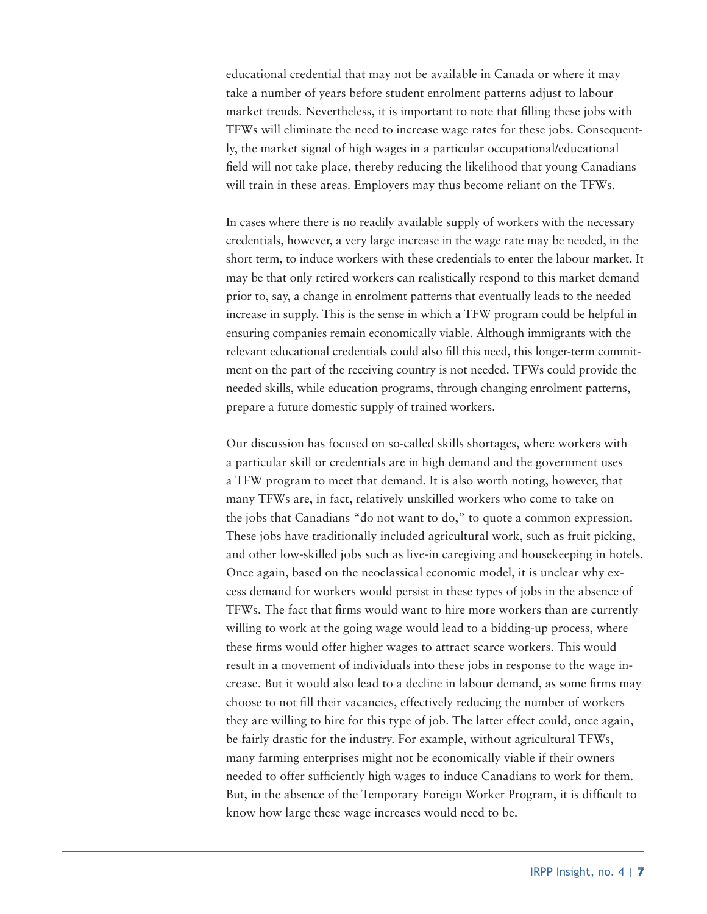educational credential that may not be available in Canada or where it may take a number of years before student enrolment patterns adjust to labour market trends. Nevertheless, it is important to note that filling these jobs with TFWs will eliminate the need to increase wage rates for these jobs. Consequently, the market signal of high wages in a particular occupational/educational field will not take place, thereby reducing the likelihood that young Canadians will train in these areas. Employers may thus become reliant on the TFWs.

In cases where there is no readily available supply of workers with the necessary credentials, however, a very large increase in the wage rate may be needed, in the short term, to induce workers with these credentials to enter the labour market. It may be that only retired workers can realistically respond to this market demand prior to, say, a change in enrolment patterns that eventually leads to the needed increase in supply. This is the sense in which a TFW program could be helpful in ensuring companies remain economically viable. Although immigrants with the relevant educational credentials could also fill this need, this longer-term commitment on the part of the receiving country is not needed. TFWs could provide the needed skills, while education programs, through changing enrolment patterns, prepare a future domestic supply of trained workers.

Our discussion has focused on so-called skills shortages, where workers with a particular skill or credentials are in high demand and the government uses a TFW program to meet that demand. It is also worth noting, however, that many TFWs are, in fact, relatively unskilled workers who come to take on the jobs that Canadians "do not want to do," to quote a common expression. These jobs have traditionally included agricultural work, such as fruit picking, and other low-skilled jobs such as live-in caregiving and housekeeping in hotels. Once again, based on the neoclassical economic model, it is unclear why excess demand for workers would persist in these types of jobs in the absence of TFWs. The fact that firms would want to hire more workers than are currently willing to work at the going wage would lead to a bidding-up process, where these firms would offer higher wages to attract scarce workers. This would result in a movement of individuals into these jobs in response to the wage increase. But it would also lead to a decline in labour demand, as some firms may choose to not fill their vacancies, effectively reducing the number of workers they are willing to hire for this type of job. The latter effect could, once again, be fairly drastic for the industry. For example, without agricultural TFWs, many farming enterprises might not be economically viable if their owners needed to offer sufficiently high wages to induce Canadians to work for them. But, in the absence of the Temporary Foreign Worker Program, it is difficult to know how large these wage increases would need to be.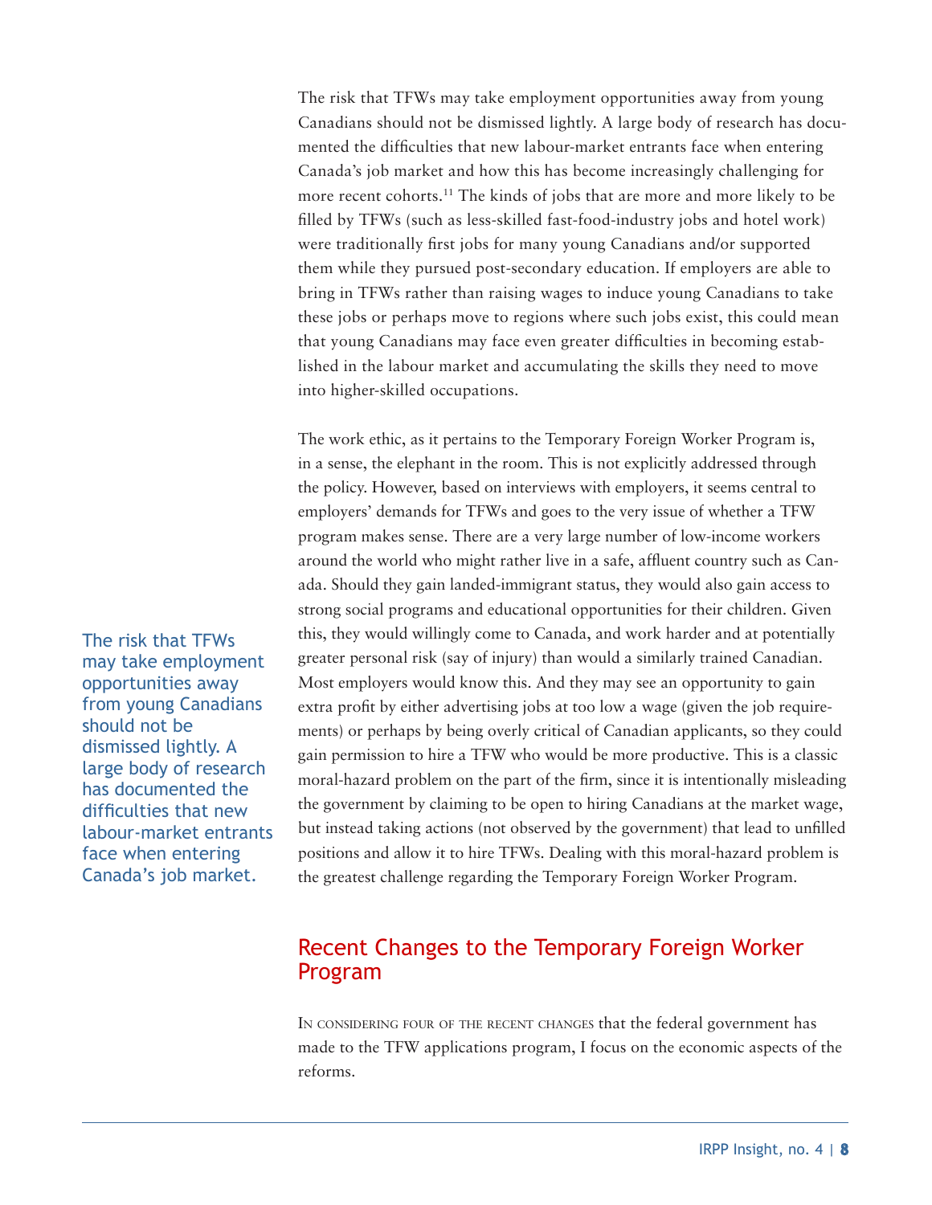The risk that TFWs may take employment opportunities away from young Canadians should not be dismissed lightly. A large body of research has documented the difficulties that new labour-market entrants face when entering Canada's job market and how this has become increasingly challenging for more recent cohorts.[11] The kinds of jobs that are more and more likely to be filled by TFWs (such as less-skilled fast-food-industry jobs and hotel work) were traditionally first jobs for many young Canadians and/or supported them while they pursued post-secondary education. If employers are able to bring in TFWs rather than raising wages to induce young Canadians to take these jobs or perhaps move to regions where such jobs exist, this could mean that young Canadians may face even greater difficulties in becoming established in the labour market and accumulating the skills they need to move into higher-skilled occupations.

The work ethic, as it pertains to the Temporary Foreign Worker Program is, in a sense, the elephant in the room. This is not explicitly addressed through the policy. However, based on interviews with employers, it seems central to employers' demands for TFWs and goes to the very issue of whether a TFW program makes sense. There are a very large number of low-income workers around the world who might rather live in a safe, affluent country such as Canada. Should they gain landed-immigrant status, they would also gain access to strong social programs and educational opportunities for their children. Given this, they would willingly come to Canada, and work harder and at potentially greater personal risk (say of injury) than would a similarly trained Canadian. Most employers would know this. And they may see an opportunity to gain extra profit by either advertising jobs at too low a wage (given the job requirements) or perhaps by being overly critical of Canadian applicants, so they could gain permission to hire a TFW who would be more productive. This is a classic moral-hazard problem on the part of the firm, since it is intentionally misleading the government by claiming to be open to hiring Canadians at the market wage, but instead taking actions (not observed by the government) that lead to unfilled positions and allow it to hire TFWs. Dealing with this moral-hazard problem is the greatest challenge regarding the Temporary Foreign Worker Program.

## Recent Changes to the Temporary Foreign Worker Program

In considering four of the recent changes that the federal government has made to the TFW applications program, I focus on the economic aspects of the reforms.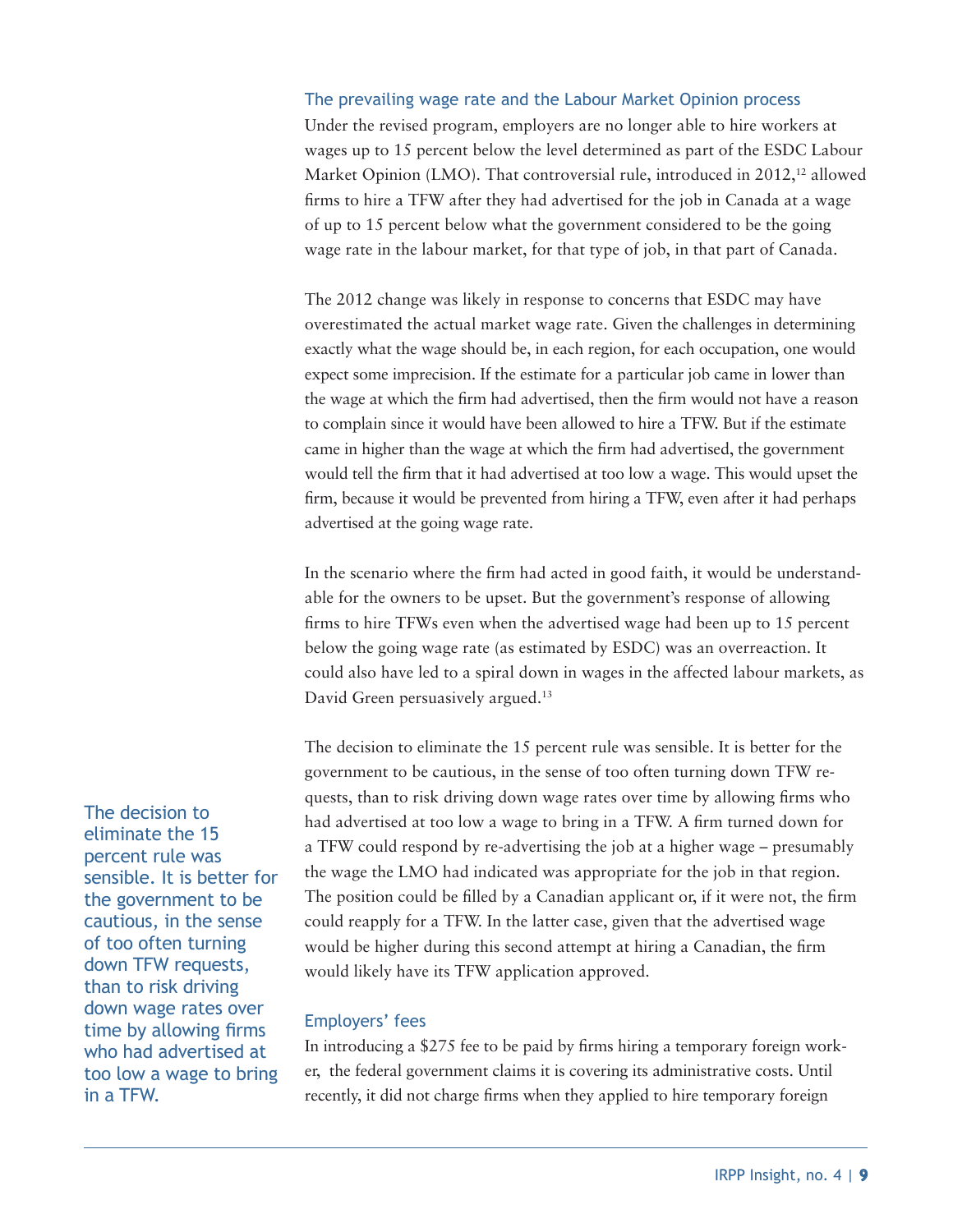### The prevailing wage rate and the Labour Market Opinion process

Under the revised program, employers are no longer able to hire workers at wages up to 15 percent below the level determined as part of the ESDC Labour Market Opinion (LMO). That controversial rule, introduced in 2012,[12] allowed firms to hire a TFW after they had advertised for the job in Canada at a wage of up to 15 percent below what the government considered to be the going wage rate in the labour market, for that type of job, in that part of Canada.

The 2012 change was likely in response to concerns that ESDC may have overestimated the actual market wage rate. Given the challenges in determining exactly what the wage should be, in each region, for each occupation, one would expect some imprecision. If the estimate for a particular job came in lower than the wage at which the firm had advertised, then the firm would not have a reason to complain since it would have been allowed to hire a TFW. But if the estimate came in higher than the wage at which the firm had advertised, the government would tell the firm that it had advertised at too low a wage. This would upset the firm, because it would be prevented from hiring a TFW, even after it had perhaps advertised at the going wage rate.

In the scenario where the firm had acted in good faith, it would be understandable for the owners to be upset. But the government's response of allowing firms to hire TFWs even when the advertised wage had been up to 15 percent below the going wage rate (as estimated by ESDC) was an overreaction. It could also have led to a spiral down in wages in the affected labour markets, as David Green persuasively argued.[13]

The decision to eliminate the 15 percent rule was sensible. It is better for the government to be cautious, in the sense of too often turning down TFW requests, than to risk driving down wage rates over time by allowing firms who had advertised at too low a wage to bring in a TFW. A firm turned down for a TFW could respond by re-advertising the job at a higher wage – presumably the wage the LMO had indicated was appropriate for the job in that region. The position could be filled by a Canadian applicant or, if it were not, the firm could reapply for a TFW. In the latter case, given that the advertised wage would be higher during this second attempt at hiring a Canadian, the firm would likely have its TFW application approved.

> The decision to eliminate the 15 percent rule was sensible. It is better for the government to be cautious, in the sense of too often turning down TFW requests, than to risk driving down wage rates over time by allowing firms who had advertised at too low a wage to bring in a TFW.

### Employers' fees

In introducing a $275 fee to be paid by firms hiring a temporary foreign worker, the federal government claims it is covering its administrative costs. Until recently, it did not charge firms when they applied to hire temporary foreign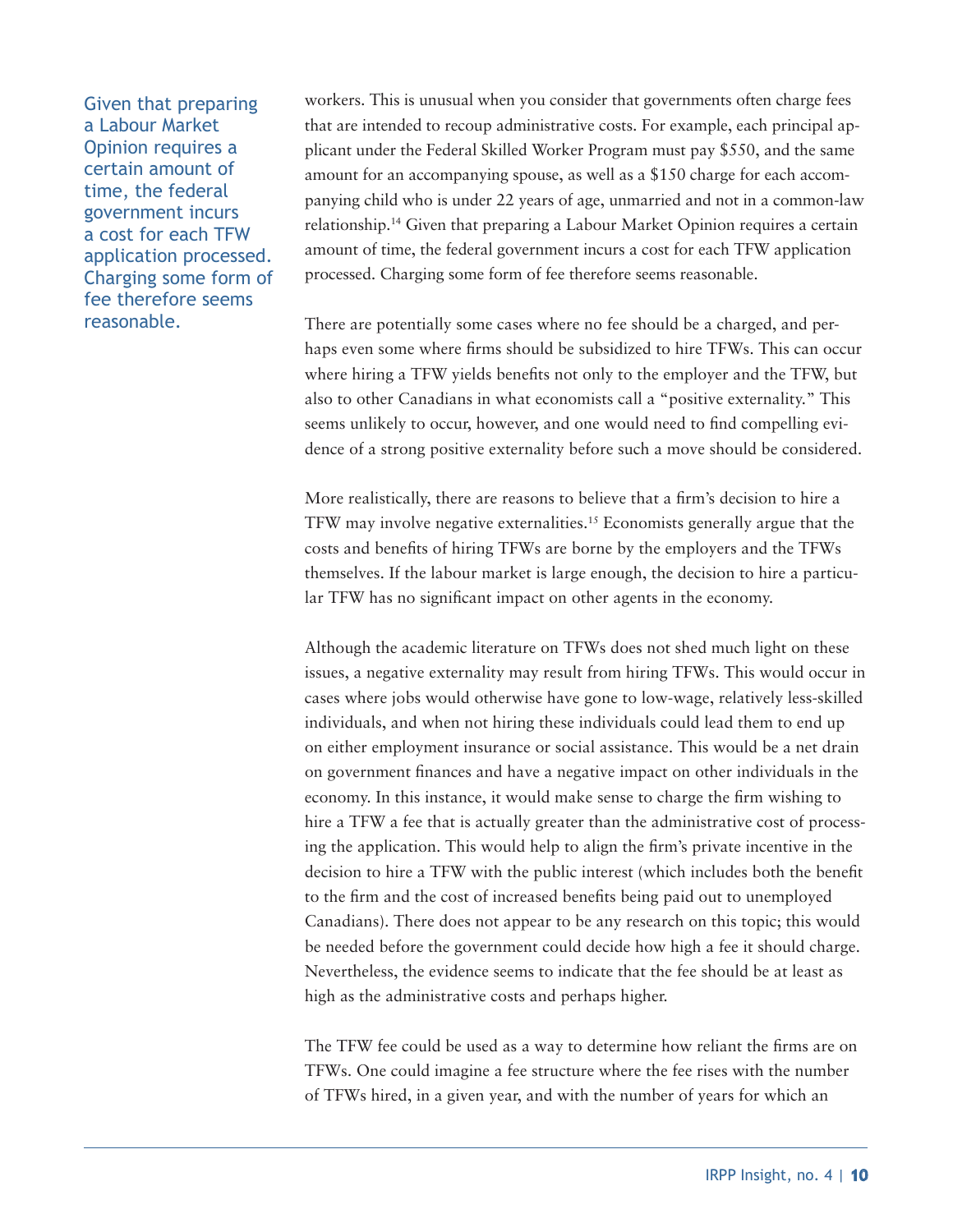workers. This is unusual when you consider that governments often charge fees that are intended to recoup administrative costs. For example, each principal applicant under the Federal Skilled Worker Program must pay $550, and the same amount for an accompanying spouse, as well as a $150 charge for each accompanying child who is under 22 years of age, unmarried and not in a common-law relationship.[14] Given that preparing a Labour Market Opinion requires a certain amount of time, the federal government incurs a cost for each TFW application processed. Charging some form of fee therefore seems reasonable.

> Given that preparing a Labour Market Opinion requires a certain amount of time, the federal government incurs a cost for each TFW application processed. Charging some form of fee therefore seems reasonable.

There are potentially some cases where no fee should be a charged, and perhaps even some where firms should be subsidized to hire TFWs. This can occur where hiring a TFW yields benefits not only to the employer and the TFW, but also to other Canadians in what economists call a "positive externality." This seems unlikely to occur, however, and one would need to find compelling evidence of a strong positive externality before such a move should be considered.

More realistically, there are reasons to believe that a firm's decision to hire a TFW may involve negative externalities.[15] Economists generally argue that the costs and benefits of hiring TFWs are borne by the employers and the TFWs themselves. If the labour market is large enough, the decision to hire a particular TFW has no significant impact on other agents in the economy.

Although the academic literature on TFWs does not shed much light on these issues, a negative externality may result from hiring TFWs. This would occur in cases where jobs would otherwise have gone to low-wage, relatively less-skilled individuals, and when not hiring these individuals could lead them to end up on either employment insurance or social assistance. This would be a net drain on government finances and have a negative impact on other individuals in the economy. In this instance, it would make sense to charge the firm wishing to hire a TFW a fee that is actually greater than the administrative cost of processing the application. This would help to align the firm's private incentive in the decision to hire a TFW with the public interest (which includes both the benefit to the firm and the cost of increased benefits being paid out to unemployed Canadians). There does not appear to be any research on this topic; this would be needed before the government could decide how high a fee it should charge. Nevertheless, the evidence seems to indicate that the fee should be at least as high as the administrative costs and perhaps higher.

The TFW fee could be used as a way to determine how reliant the firms are on TFWs. One could imagine a fee structure where the fee rises with the number of TFWs hired, in a given year, and with the number of years for which an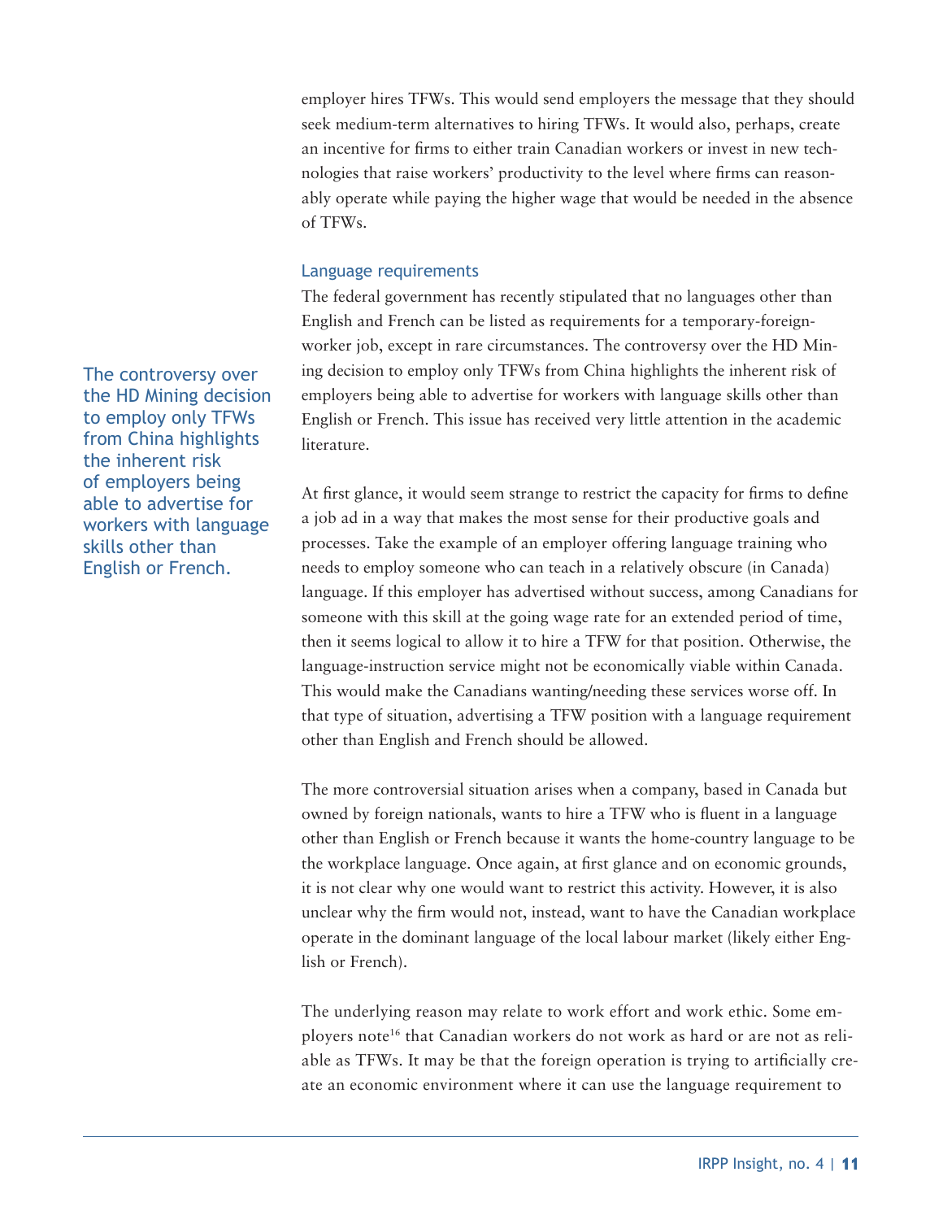employer hires TFWs. This would send employers the message that they should seek medium-term alternatives to hiring TFWs. It would also, perhaps, create an incentive for firms to either train Canadian workers or invest in new technologies that raise workers' productivity to the level where firms can reasonably operate while paying the higher wage that would be needed in the absence of TFWs.

### Language requirements

The federal government has recently stipulated that no languages other than English and French can be listed as requirements for a temporary-foreign-worker job, except in rare circumstances. The controversy over the HD Mining decision to employ only TFWs from China highlights the inherent risk of employers being able to advertise for workers with language skills other than English or French. This issue has received very little attention in the academic literature.

> The controversy over the HD Mining decision to employ only TFWs from China highlights the inherent risk of employers being able to advertise for workers with language skills other than English or French.

At first glance, it would seem strange to restrict the capacity for firms to define a job ad in a way that makes the most sense for their productive goals and processes. Take the example of an employer offering language training who needs to employ someone who can teach in a relatively obscure (in Canada) language. If this employer has advertised without success, among Canadians for someone with this skill at the going wage rate for an extended period of time, then it seems logical to allow it to hire a TFW for that position. Otherwise, the language-instruction service might not be economically viable within Canada. This would make the Canadians wanting/needing these services worse off. In that type of situation, advertising a TFW position with a language requirement other than English and French should be allowed.

The more controversial situation arises when a company, based in Canada but owned by foreign nationals, wants to hire a TFW who is fluent in a language other than English or French because it wants the home-country language to be the workplace language. Once again, at first glance and on economic grounds, it is not clear why one would want to restrict this activity. However, it is also unclear why the firm would not, instead, want to have the Canadian workplace operate in the dominant language of the local labour market (likely either English or French).

The underlying reason may relate to work effort and work ethic. Some employers note[16] that Canadian workers do not work as hard or are not as reliable as TFWs. It may be that the foreign operation is trying to artificially create an economic environment where it can use the language requirement to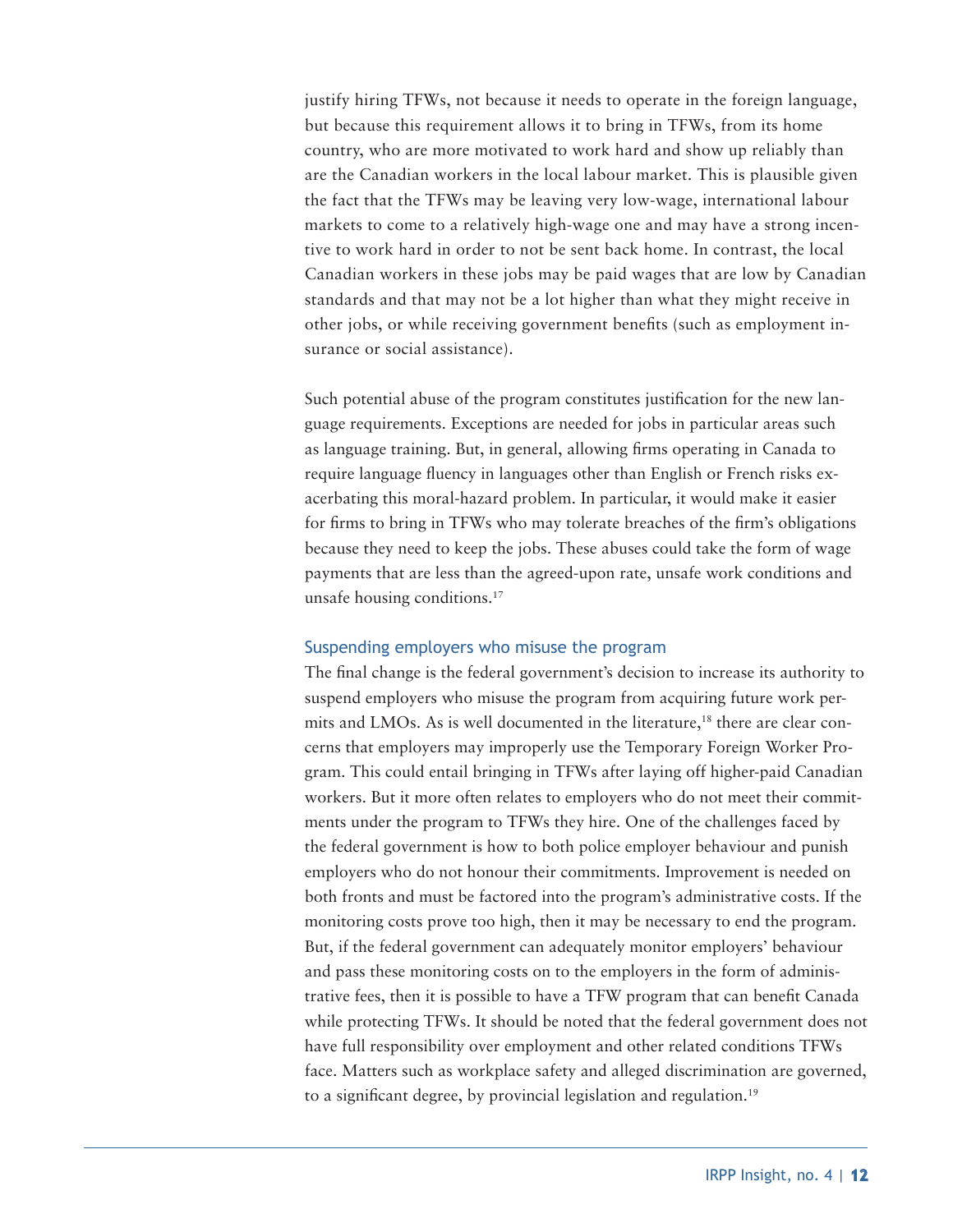justify hiring TFWs, not because it needs to operate in the foreign language, but because this requirement allows it to bring in TFWs, from its home country, who are more motivated to work hard and show up reliably than are the Canadian workers in the local labour market. This is plausible given the fact that the TFWs may be leaving very low-wage, international labour markets to come to a relatively high-wage one and may have a strong incentive to work hard in order to not be sent back home. In contrast, the local Canadian workers in these jobs may be paid wages that are low by Canadian standards and that may not be a lot higher than what they might receive in other jobs, or while receiving government benefits (such as employment insurance or social assistance).

Such potential abuse of the program constitutes justification for the new language requirements. Exceptions are needed for jobs in particular areas such as language training. But, in general, allowing firms operating in Canada to require language fluency in languages other than English or French risks exacerbating this moral-hazard problem. In particular, it would make it easier for firms to bring in TFWs who may tolerate breaches of the firm's obligations because they need to keep the jobs. These abuses could take the form of wage payments that are less than the agreed-upon rate, unsafe work conditions and unsafe housing conditions.[17]

### Suspending employers who misuse the program

The final change is the federal government's decision to increase its authority to suspend employers who misuse the program from acquiring future work permits and LMOs. As is well documented in the literature,[18] there are clear concerns that employers may improperly use the Temporary Foreign Worker Program. This could entail bringing in TFWs after laying off higher-paid Canadian workers. But it more often relates to employers who do not meet their commitments under the program to TFWs they hire. One of the challenges faced by the federal government is how to both police employer behaviour and punish employers who do not honour their commitments. Improvement is needed on both fronts and must be factored into the program's administrative costs. If the monitoring costs prove too high, then it may be necessary to end the program. But, if the federal government can adequately monitor employers' behaviour and pass these monitoring costs on to the employers in the form of administrative fees, then it is possible to have a TFW program that can benefit Canada while protecting TFWs. It should be noted that the federal government does not have full responsibility over employment and other related conditions TFWs face. Matters such as workplace safety and alleged discrimination are governed, to a significant degree, by provincial legislation and regulation.[19]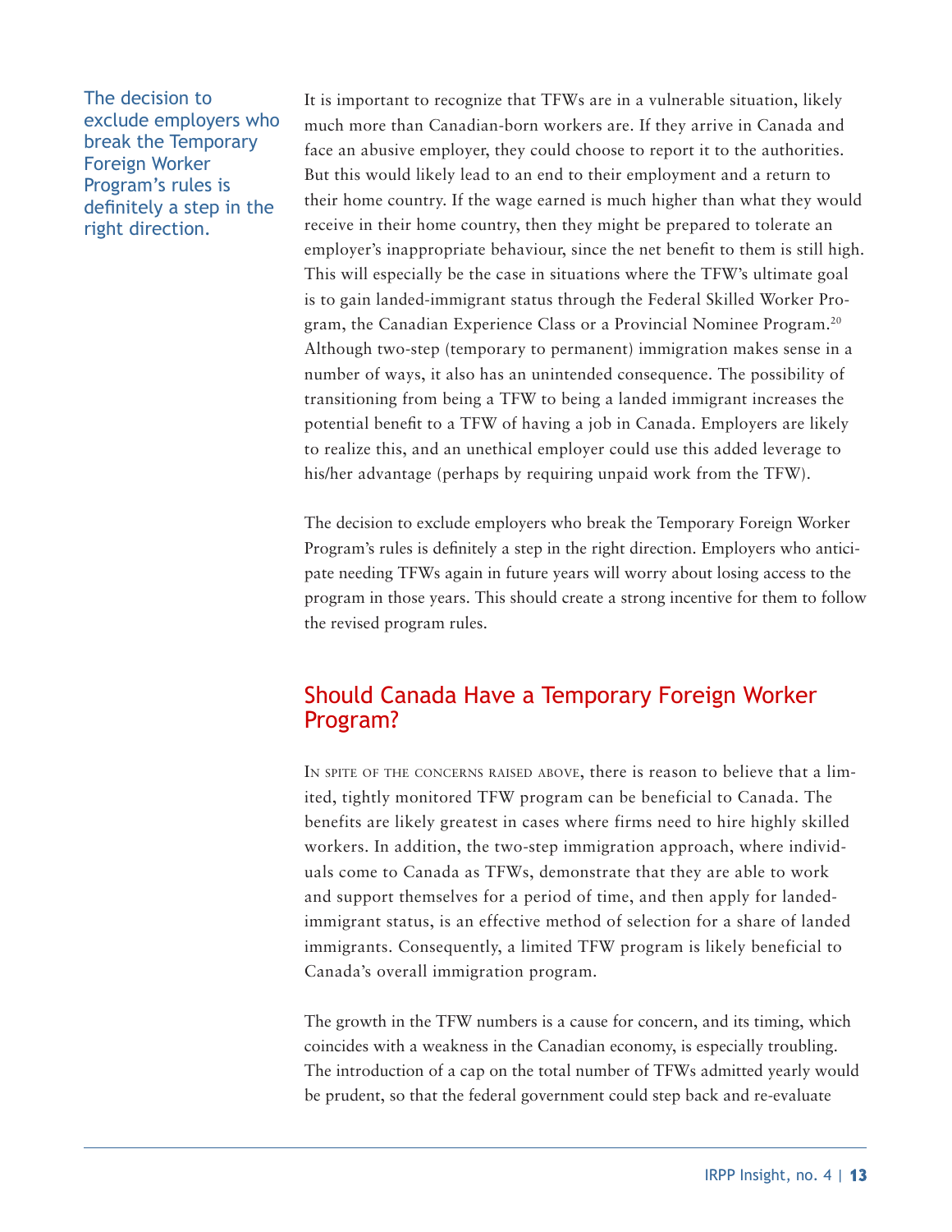The decision to exclude employers who break the Temporary Foreign Worker Program's rules is definitely a step in the right direction.

It is important to recognize that TFWs are in a vulnerable situation, likely much more than Canadian-born workers are. If they arrive in Canada and face an abusive employer, they could choose to report it to the authorities. But this would likely lead to an end to their employment and a return to their home country. If the wage earned is much higher than what they would receive in their home country, then they might be prepared to tolerate an employer's inappropriate behaviour, since the net benefit to them is still high. This will especially be the case in situations where the TFW's ultimate goal is to gain landed-immigrant status through the Federal Skilled Worker Program, the Canadian Experience Class or a Provincial Nominee Program.[20] Although two-step (temporary to permanent) immigration makes sense in a number of ways, it also has an unintended consequence. The possibility of transitioning from being a TFW to being a landed immigrant increases the potential benefit to a TFW of having a job in Canada. Employers are likely to realize this, and an unethical employer could use this added leverage to his/her advantage (perhaps by requiring unpaid work from the TFW).

The decision to exclude employers who break the Temporary Foreign Worker Program's rules is definitely a step in the right direction. Employers who anticipate needing TFWs again in future years will worry about losing access to the program in those years. This should create a strong incentive for them to follow the revised program rules.

## Should Canada Have a Temporary Foreign Worker Program?

In spite of the concerns raised above, there is reason to believe that a limited, tightly monitored TFW program can be beneficial to Canada. The benefits are likely greatest in cases where firms need to hire highly skilled workers. In addition, the two-step immigration approach, where individuals come to Canada as TFWs, demonstrate that they are able to work and support themselves for a period of time, and then apply for landed-immigrant status, is an effective method of selection for a share of landed immigrants. Consequently, a limited TFW program is likely beneficial to Canada's overall immigration program.

The growth in the TFW numbers is a cause for concern, and its timing, which coincides with a weakness in the Canadian economy, is especially troubling. The introduction of a cap on the total number of TFWs admitted yearly would be prudent, so that the federal government could step back and re-evaluate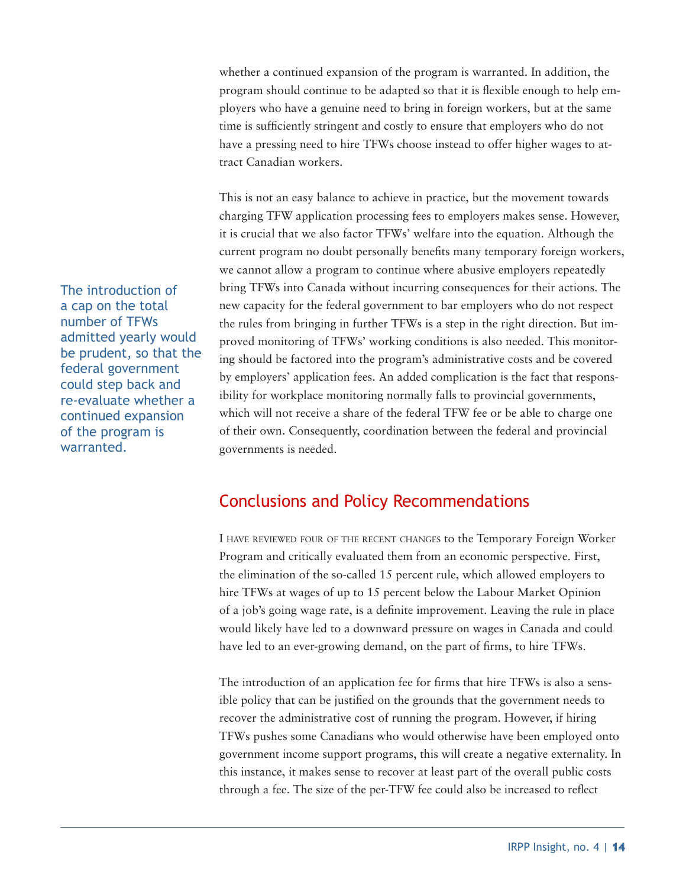whether a continued expansion of the program is warranted. In addition, the program should continue to be adapted so that it is flexible enough to help employers who have a genuine need to bring in foreign workers, but at the same time is sufficiently stringent and costly to ensure that employers who do not have a pressing need to hire TFWs choose instead to offer higher wages to attract Canadian workers.

This is not an easy balance to achieve in practice, but the movement towards charging TFW application processing fees to employers makes sense. However, it is crucial that we also factor TFWs' welfare into the equation. Although the current program no doubt personally benefits many temporary foreign workers, we cannot allow a program to continue where abusive employers repeatedly bring TFWs into Canada without incurring consequences for their actions. The new capacity for the federal government to bar employers who do not respect the rules from bringing in further TFWs is a step in the right direction. But improved monitoring of TFWs' working conditions is also needed. This monitoring should be factored into the program's administrative costs and be covered by employers' application fees. An added complication is the fact that responsibility for workplace monitoring normally falls to provincial governments, which will not receive a share of the federal TFW fee or be able to charge one of their own. Consequently, coordination between the federal and provincial governments is needed.

> The introduction of a cap on the total number of TFWs admitted yearly would be prudent, so that the federal government could step back and re-evaluate whether a continued expansion of the program is warranted.

## Conclusions and Policy Recommendations

I have reviewed four of the recent changes to the Temporary Foreign Worker Program and critically evaluated them from an economic perspective. First, the elimination of the so-called 15 percent rule, which allowed employers to hire TFWs at wages of up to 15 percent below the Labour Market Opinion of a job's going wage rate, is a definite improvement. Leaving the rule in place would likely have led to a downward pressure on wages in Canada and could have led to an ever-growing demand, on the part of firms, to hire TFWs.

The introduction of an application fee for firms that hire TFWs is also a sensible policy that can be justified on the grounds that the government needs to recover the administrative cost of running the program. However, if hiring TFWs pushes some Canadians who would otherwise have been employed onto government income support programs, this will create a negative externality. In this instance, it makes sense to recover at least part of the overall public costs through a fee. The size of the per-TFW fee could also be increased to reflect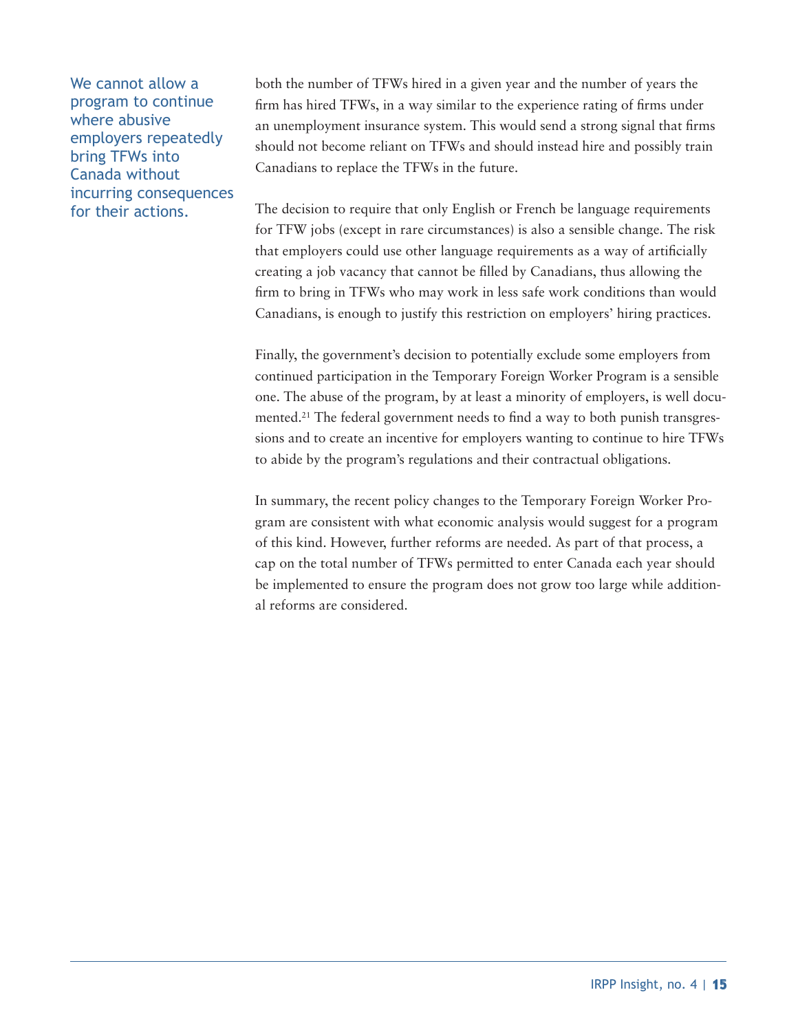> We cannot allow a program to continue where abusive employers repeatedly bring TFWs into Canada without incurring consequences for their actions.

both the number of TFWs hired in a given year and the number of years the firm has hired TFWs, in a way similar to the experience rating of firms under an unemployment insurance system. This would send a strong signal that firms should not become reliant on TFWs and should instead hire and possibly train Canadians to replace the TFWs in the future.

The decision to require that only English or French be language requirements for TFW jobs (except in rare circumstances) is also a sensible change. The risk that employers could use other language requirements as a way of artificially creating a job vacancy that cannot be filled by Canadians, thus allowing the firm to bring in TFWs who may work in less safe work conditions than would Canadians, is enough to justify this restriction on employers' hiring practices.

Finally, the government's decision to potentially exclude some employers from continued participation in the Temporary Foreign Worker Program is a sensible one. The abuse of the program, by at least a minority of employers, is well documented.[21] The federal government needs to find a way to both punish transgressions and to create an incentive for employers wanting to continue to hire TFWs to abide by the program's regulations and their contractual obligations.

In summary, the recent policy changes to the Temporary Foreign Worker Program are consistent with what economic analysis would suggest for a program of this kind. However, further reforms are needed. As part of that process, a cap on the total number of TFWs permitted to enter Canada each year should be implemented to ensure the program does not grow too large while additional reforms are considered.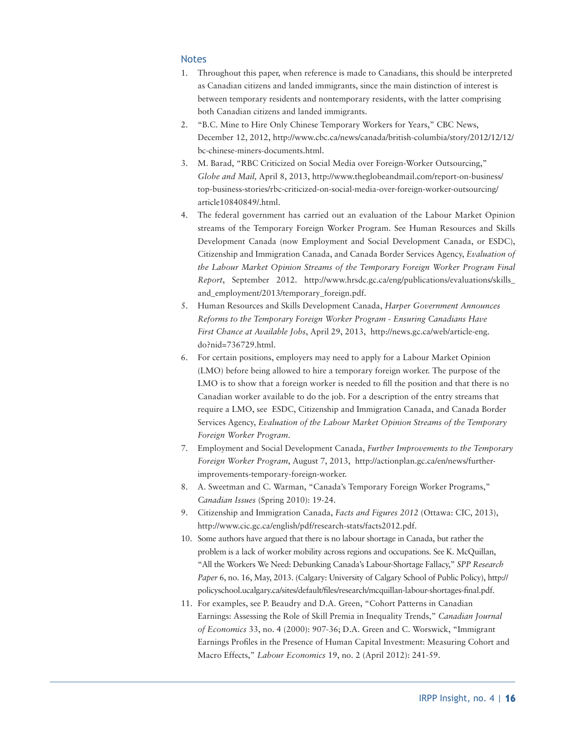## Notes

1. Throughout this paper, when reference is made to Canadians, this should be interpreted as Canadian citizens and landed immigrants, since the main distinction of interest is between temporary residents and nontemporary residents, with the latter comprising both Canadian citizens and landed immigrants.
2. "B.C. Mine to Hire Only Chinese Temporary Workers for Years," CBC News, December 12, 2012, http://www.cbc.ca/news/canada/british-columbia/story/2012/12/12/bc-chinese-miners-documents.html.
3. M. Barad, "RBC Criticized on Social Media over Foreign-Worker Outsourcing," *Globe and Mail,* April 8, 2013, http://www.theglobeandmail.com/report-on-business/top-business-stories/rbc-criticized-on-social-media-over-foreign-worker-outsourcing/article10840849/.html.
4. The federal government has carried out an evaluation of the Labour Market Opinion streams of the Temporary Foreign Worker Program. See Human Resources and Skills Development Canada (now Employment and Social Development Canada, or ESDC), Citizenship and Immigration Canada, and Canada Border Services Agency, *Evaluation of the Labour Market Opinion Streams of the Temporary Foreign Worker Program Final Report*, September 2012. http://www.hrsdc.gc.ca/eng/publications/evaluations/skills_and_employment/2013/temporary_foreign.pdf.
5. Human Resources and Skills Development Canada, *Harper Government Announces Reforms to the Temporary Foreign Worker Program - Ensuring Canadians Have First Chance at Available Jobs*, April 29, 2013, http://news.gc.ca/web/article-eng.do?nid=736729.html.
6. For certain positions, employers may need to apply for a Labour Market Opinion (LMO) before being allowed to hire a temporary foreign worker. The purpose of the LMO is to show that a foreign worker is needed to fill the position and that there is no Canadian worker available to do the job. For a description of the entry streams that require a LMO, see ESDC, Citizenship and Immigration Canada, and Canada Border Services Agency, *Evaluation of the Labour Market Opinion Streams of the Temporary Foreign Worker Program*.
7. Employment and Social Development Canada, *Further Improvements to the Temporary Foreign Worker Program*, August 7, 2013, http://actionplan.gc.ca/en/news/further-improvements-temporary-foreign-worker.
8. A. Sweetman and C. Warman, "Canada's Temporary Foreign Worker Programs," *Canadian Issues* (Spring 2010): 19-24.
9. Citizenship and Immigration Canada, *Facts and Figures 2012* (Ottawa: CIC, 2013), http://www.cic.gc.ca/english/pdf/research-stats/facts2012.pdf.
10. Some authors have argued that there is no labour shortage in Canada, but rather the problem is a lack of worker mobility across regions and occupations. See K. McQuillan, "All the Workers We Need: Debunking Canada's Labour-Shortage Fallacy," *SPP Research Paper* 6, no. 16, May, 2013. (Calgary: University of Calgary School of Public Policy), http://policyschool.ucalgary.ca/sites/default/files/research/mcquillan-labour-shortages-final.pdf.
11. For examples, see P. Beaudry and D.A. Green, "Cohort Patterns in Canadian Earnings: Assessing the Role of Skill Premia in Inequality Trends," *Canadian Journal of Economics* 33, no. 4 (2000): 907-36; D.A. Green and C. Worswick, "Immigrant Earnings Profiles in the Presence of Human Capital Investment: Measuring Cohort and Macro Effects," *Labour Economics* 19, no. 2 (April 2012): 241-59.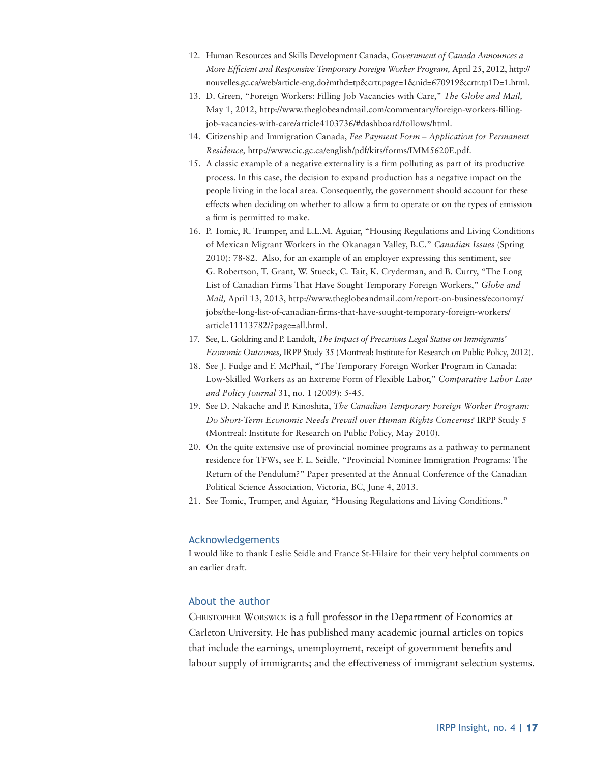12. Human Resources and Skills Development Canada, *Government of Canada Announces a More Efficient and Responsive Temporary Foreign Worker Program,* April 25, 2012, http://nouvelles.gc.ca/web/article-eng.do?mthd=tp&crtr.page=1&nid=670919&crtr.tp1D=1.html.
13. D. Green, "Foreign Workers: Filling Job Vacancies with Care," *The Globe and Mail,* May 1, 2012, http://www.theglobeandmail.com/commentary/foreign-workers-filling-job-vacancies-with-care/article4103736/#dashboard/follows/html.
14. Citizenship and Immigration Canada, *Fee Payment Form – Application for Permanent Residence,* http://www.cic.gc.ca/english/pdf/kits/forms/IMM5620E.pdf.
15. A classic example of a negative externality is a firm polluting as part of its productive process. In this case, the decision to expand production has a negative impact on the people living in the local area. Consequently, the government should account for these effects when deciding on whether to allow a firm to operate or on the types of emission a firm is permitted to make.
16. P. Tomic, R. Trumper, and L.L.M. Aguiar, "Housing Regulations and Living Conditions of Mexican Migrant Workers in the Okanagan Valley, B.C." *Canadian Issues* (Spring 2010): 78-82. Also, for an example of an employer expressing this sentiment, see G. Robertson, T. Grant, W. Stueck, C. Tait, K. Cryderman, and B. Curry, "The Long List of Canadian Firms That Have Sought Temporary Foreign Workers," *Globe and Mail,* April 13, 2013, http://www.theglobeandmail.com/report-on-business/economy/jobs/the-long-list-of-canadian-firms-that-have-sought-temporary-foreign-workers/article11113782/?page=all.html.
17. See, L. Goldring and P. Landolt, *The Impact of Precarious Legal Status on Immigrants' Economic Outcomes,* IRPP Study 35 (Montreal: Institute for Research on Public Policy, 2012).
18. See J. Fudge and F. McPhail, "The Temporary Foreign Worker Program in Canada: Low-Skilled Workers as an Extreme Form of Flexible Labor," *Comparative Labor Law and Policy Journal* 31, no. 1 (2009): 5-45.
19. See D. Nakache and P. Kinoshita, *The Canadian Temporary Foreign Worker Program: Do Short-Term Economic Needs Prevail over Human Rights Concerns?* IRPP Study 5 (Montreal: Institute for Research on Public Policy, May 2010).
20. On the quite extensive use of provincial nominee programs as a pathway to permanent residence for TFWs, see F. L. Seidle, "Provincial Nominee Immigration Programs: The Return of the Pendulum?" Paper presented at the Annual Conference of the Canadian Political Science Association, Victoria, BC, June 4, 2013.
21. See Tomic, Trumper, and Aguiar, "Housing Regulations and Living Conditions."

## Acknowledgements

I would like to thank Leslie Seidle and France St-Hilaire for their very helpful comments on an earlier draft.

## About the author

Christopher Worswick is a full professor in the Department of Economics at Carleton University. He has published many academic journal articles on topics that include the earnings, unemployment, receipt of government benefits and labour supply of immigrants; and the effectiveness of immigrant selection systems.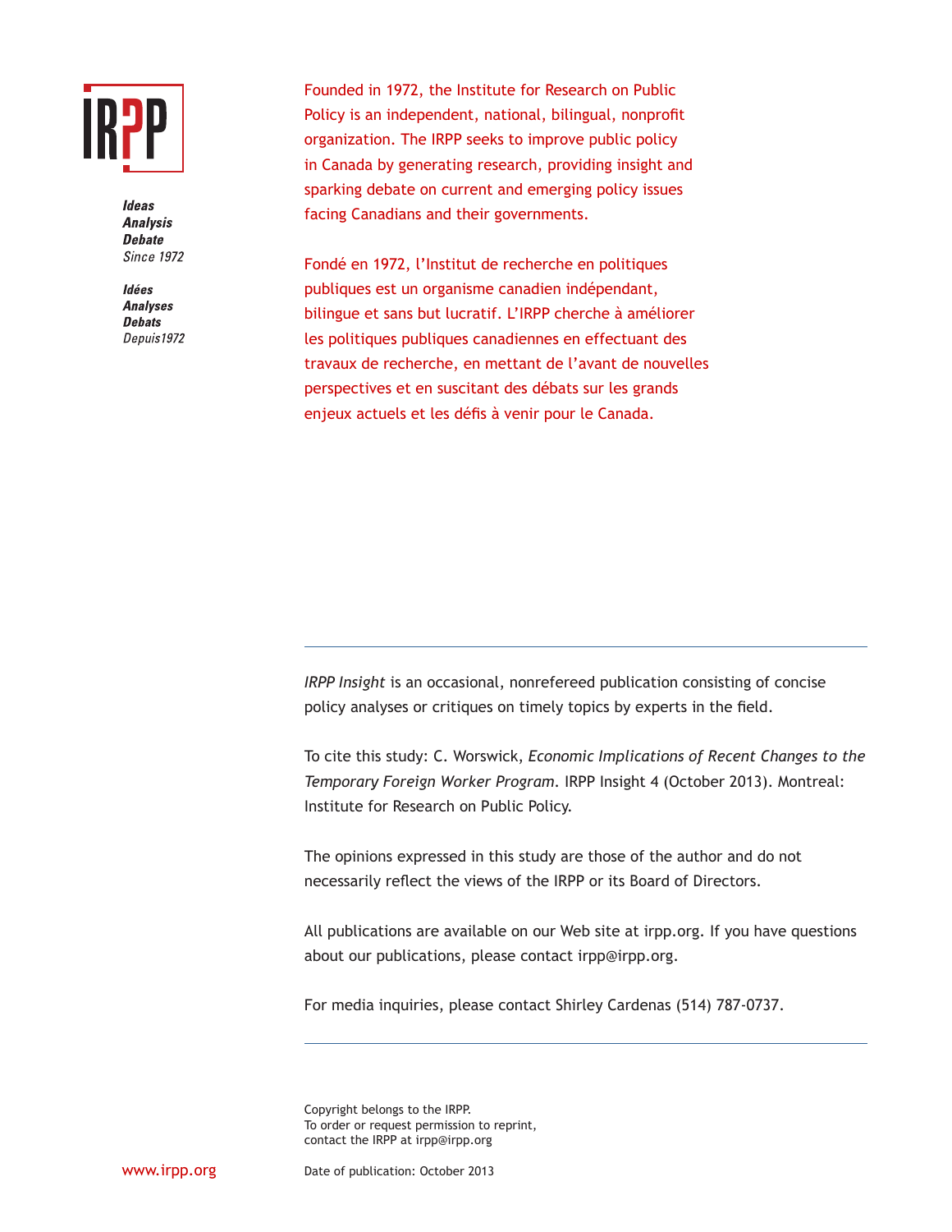IRPP

***Ideas***
***Analysis***
***Debate***
*Since 1972*

***Idées***
***Analyses***
***Debats***
*Depuis1972*

Founded in 1972, the Institute for Research on Public Policy is an independent, national, bilingual, nonprofit organization. The IRPP seeks to improve public policy in Canada by generating research, providing insight and sparking debate on current and emerging policy issues facing Canadians and their governments.

Fondé en 1972, l'Institut de recherche en politiques publiques est un organisme canadien indépendant, bilingue et sans but lucratif. L'IRPP cherche à améliorer les politiques publiques canadiennes en effectuant des travaux de recherche, en mettant de l'avant de nouvelles perspectives et en suscitant des débats sur les grands enjeux actuels et les défis à venir pour le Canada.

---

*IRPP Insight* is an occasional, nonrefereed publication consisting of concise policy analyses or critiques on timely topics by experts in the field.

To cite this study: C. Worswick, *Economic Implications of Recent Changes to the Temporary Foreign Worker Program*. IRPP Insight 4 (October 2013). Montreal: Institute for Research on Public Policy.

The opinions expressed in this study are those of the author and do not necessarily reflect the views of the IRPP or its Board of Directors.

All publications are available on our Web site at irpp.org. If you have questions about our publications, please contact irpp@irpp.org.

For media inquiries, please contact Shirley Cardenas (514) 787-0737.

---

Copyright belongs to the IRPP.
To order or request permission to reprint, contact the IRPP at irpp@irpp.org

www.irpp.org

Date of publication: October 2013